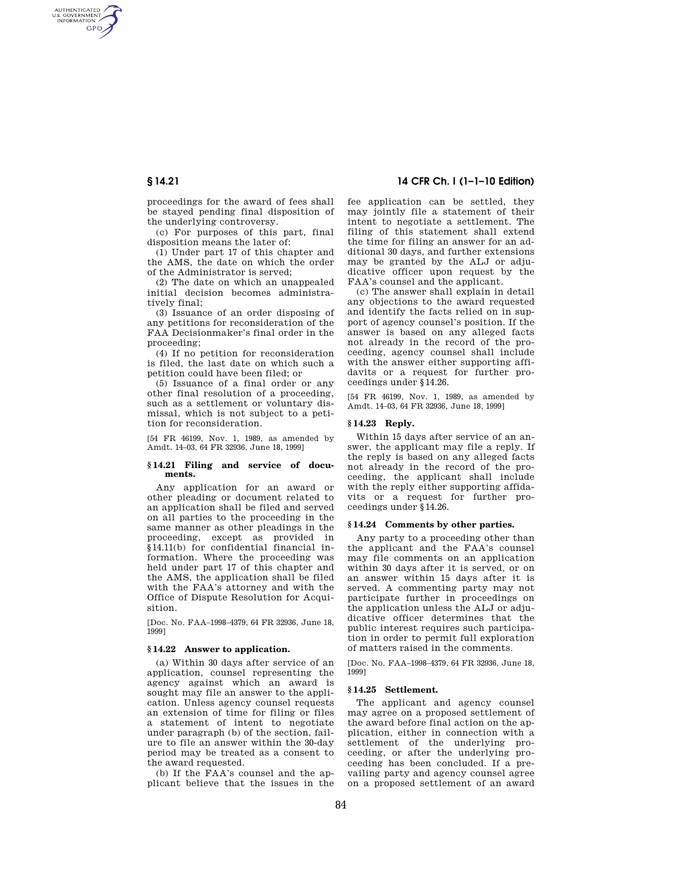proceedings for the award of fees shall be stayed pending final disposition of the underlying controversy.

(c) For purposes of this part, final disposition means the later of:

(1) Under part 17 of this chapter and the AMS, the date on which the order of the Administrator is served;

(2) The date on which an unappealed initial decision becomes administratively final;

(3) Issuance of an order disposing of any petitions for reconsideration of the FAA Decisionmaker's final order in the proceeding;

(4) If no petition for reconsideration is filed, the last date on which such a petition could have been filed; or

(5) Issuance of a final order or any other final resolution of a proceeding, such as a settlement or voluntary dismissal, which is not subject to a petition for reconsideration.

[54 FR 46199, Nov. 1, 1989, as amended by Amdt. 14–03, 64 FR 32936, June 18, 1999]

### § 14.21 Filing and service of documents.

Any application for an award or other pleading or document related to an application shall be filed and served on all parties to the proceeding in the same manner as other pleadings in the proceeding, except as provided in §14.11(b) for confidential financial information. Where the proceeding was held under part 17 of this chapter and the AMS, the application shall be filed with the FAA's attorney and with the Office of Dispute Resolution for Acquisition.

[Doc. No. FAA–1998–4379, 64 FR 32936, June 18, 1999]

### § 14.22 Answer to application.

(a) Within 30 days after service of an application, counsel representing the agency against which an award is sought may file an answer to the application. Unless agency counsel requests an extension of time for filing or files a statement of intent to negotiate under paragraph (b) of the section, failure to file an answer within the 30-day period may be treated as a consent to the award requested.

(b) If the FAA's counsel and the applicant believe that the issues in the fee application can be settled, they may jointly file a statement of their intent to negotiate a settlement. The filing of this statement shall extend the time for filing an answer for an additional 30 days, and further extensions may be granted by the ALJ or adjudicative officer upon request by the FAA's counsel and the applicant.

(c) The answer shall explain in detail any objections to the award requested and identify the facts relied on in support of agency counsel's position. If the answer is based on any alleged facts not already in the record of the proceeding, agency counsel shall include with the answer either supporting affidavits or a request for further proceedings under §14.26.

[54 FR 46199, Nov. 1, 1989, as amended by Amdt. 14–03, 64 FR 32936, June 18, 1999]

### § 14.23 Reply.

Within 15 days after service of an answer, the applicant may file a reply. If the reply is based on any alleged facts not already in the record of the proceeding, the applicant shall include with the reply either supporting affidavits or a request for further proceedings under §14.26.

### § 14.24 Comments by other parties.

Any party to a proceeding other than the applicant and the FAA's counsel may file comments on an application within 30 days after it is served, or on an answer within 15 days after it is served. A commenting party may not participate further in proceedings on the application unless the ALJ or adjudicative officer determines that the public interest requires such participation in order to permit full exploration of matters raised in the comments.

[Doc. No. FAA–1998–4379, 64 FR 32936, June 18, 1999]

### § 14.25 Settlement.

The applicant and agency counsel may agree on a proposed settlement of the award before final action on the application, either in connection with a settlement of the underlying proceeding, or after the underlying proceeding has been concluded. If a prevailing party and agency counsel agree on a proposed settlement of an award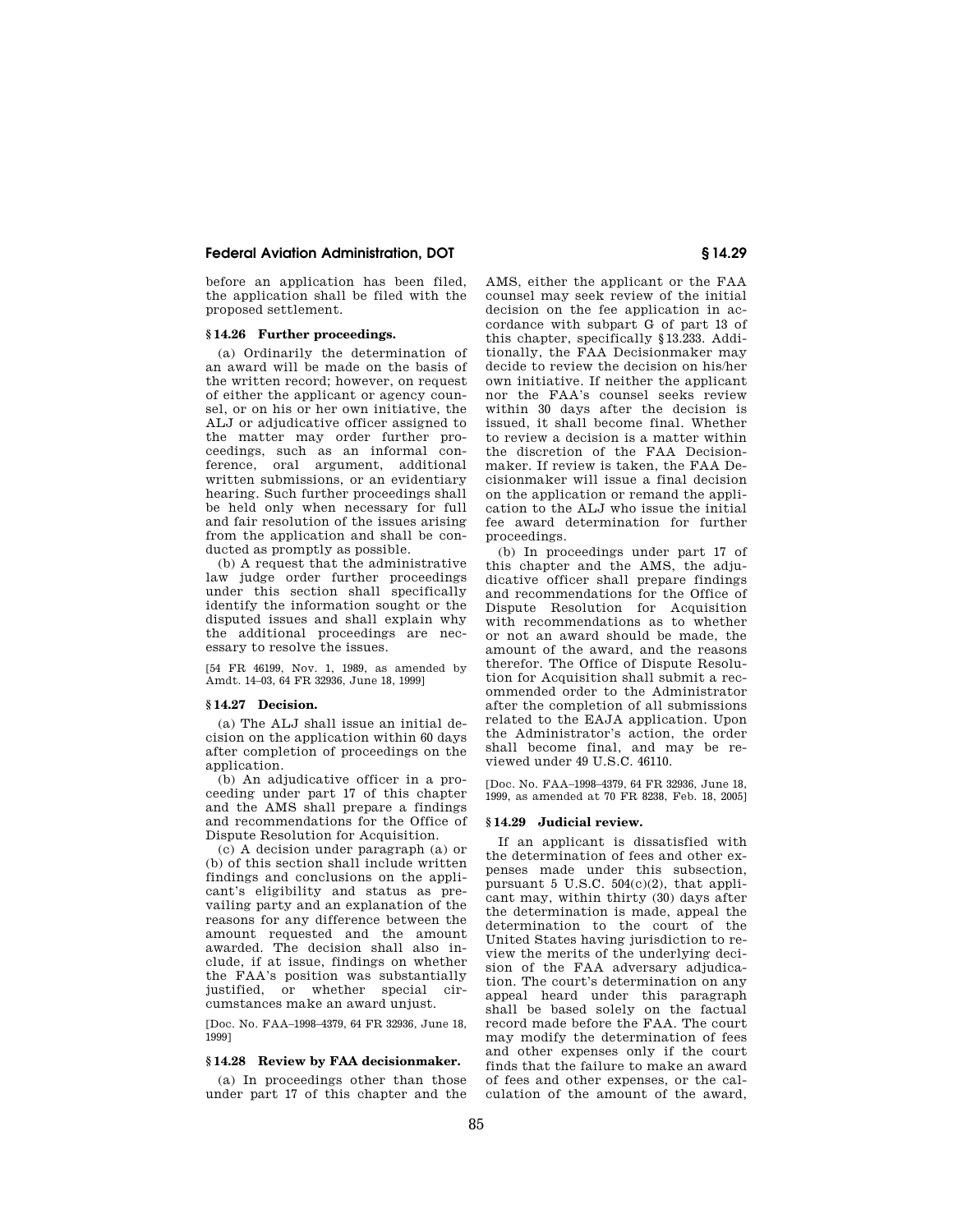before an application has been filed, the application shall be filed with the proposed settlement.

### § 14.26 Further proceedings.

(a) Ordinarily the determination of an award will be made on the basis of the written record; however, on request of either the applicant or agency counsel, or on his or her own initiative, the ALJ or adjudicative officer assigned to the matter may order further proceedings, such as an informal conference, oral argument, additional written submissions, or an evidentiary hearing. Such further proceedings shall be held only when necessary for full and fair resolution of the issues arising from the application and shall be conducted as promptly as possible.

(b) A request that the administrative law judge order further proceedings under this section shall specifically identify the information sought or the disputed issues and shall explain why the additional proceedings are necessary to resolve the issues.

[54 FR 46199, Nov. 1, 1989, as amended by Amdt. 14–03, 64 FR 32936, June 18, 1999]

### § 14.27 Decision.

(a) The ALJ shall issue an initial decision on the application within 60 days after completion of proceedings on the application.

(b) An adjudicative officer in a proceeding under part 17 of this chapter and the AMS shall prepare a findings and recommendations for the Office of Dispute Resolution for Acquisition.

(c) A decision under paragraph (a) or (b) of this section shall include written findings and conclusions on the applicant's eligibility and status as prevailing party and an explanation of the reasons for any difference between the amount requested and the amount awarded. The decision shall also include, if at issue, findings on whether the FAA's position was substantially justified, or whether special circumstances make an award unjust.

[Doc. No. FAA–1998–4379, 64 FR 32936, June 18, 1999]

### § 14.28 Review by FAA decisionmaker.

(a) In proceedings other than those under part 17 of this chapter and the AMS, either the applicant or the FAA counsel may seek review of the initial decision on the fee application in accordance with subpart G of part 13 of this chapter, specifically §13.233. Additionally, the FAA Decisionmaker may decide to review the decision on his/her own initiative. If neither the applicant nor the FAA's counsel seeks review within 30 days after the decision is issued, it shall become final. Whether to review a decision is a matter within the discretion of the FAA Decisionmaker. If review is taken, the FAA Decisionmaker will issue a final decision on the application or remand the application to the ALJ who issue the initial fee award determination for further proceedings.

(b) In proceedings under part 17 of this chapter and the AMS, the adjudicative officer shall prepare findings and recommendations for the Office of Dispute Resolution for Acquisition with recommendations as to whether or not an award should be made, the amount of the award, and the reasons therefor. The Office of Dispute Resolution for Acquisition shall submit a recommended order to the Administrator after the completion of all submissions related to the EAJA application. Upon the Administrator's action, the order shall become final, and may be reviewed under 49 U.S.C. 46110.

[Doc. No. FAA–1998–4379, 64 FR 32936, June 18, 1999, as amended at 70 FR 8238, Feb. 18, 2005]

### § 14.29 Judicial review.

If an applicant is dissatisfied with the determination of fees and other expenses made under this subsection, pursuant 5 U.S.C. 504(c)(2), that applicant may, within thirty (30) days after the determination is made, appeal the determination to the court of the United States having jurisdiction to review the merits of the underlying decision of the FAA adversary adjudication. The court's determination on any appeal heard under this paragraph shall be based solely on the factual record made before the FAA. The court may modify the determination of fees and other expenses only if the court finds that the failure to make an award of fees and other expenses, or the calculation of the amount of the award,